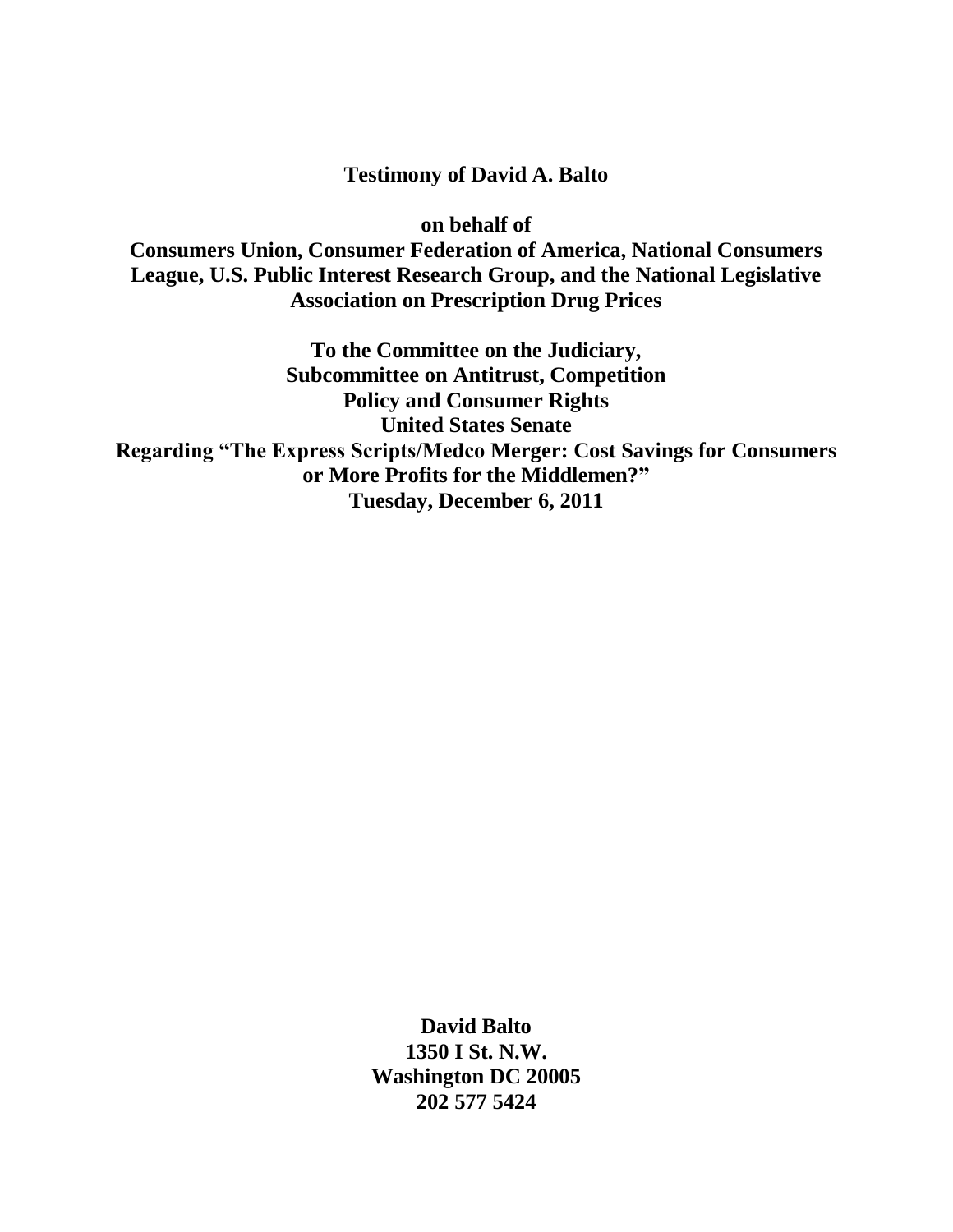**Testimony of David A. Balto**

**on behalf of**
**Consumers Union, Consumer Federation of America, National Consumers League, U.S. Public Interest Research Group, and the National Legislative Association on Prescription Drug Prices**

**To the Committee on the Judiciary,**
**Subcommittee on Antitrust, Competition Policy and Consumer Rights**
**United States Senate**
**Regarding "The Express Scripts/Medco Merger: Cost Savings for Consumers or More Profits for the Middlemen?"**
**Tuesday, December 6, 2011**

**David Balto**
**1350 I St. N.W.**
**Washington DC 20005**
**202 577 5424**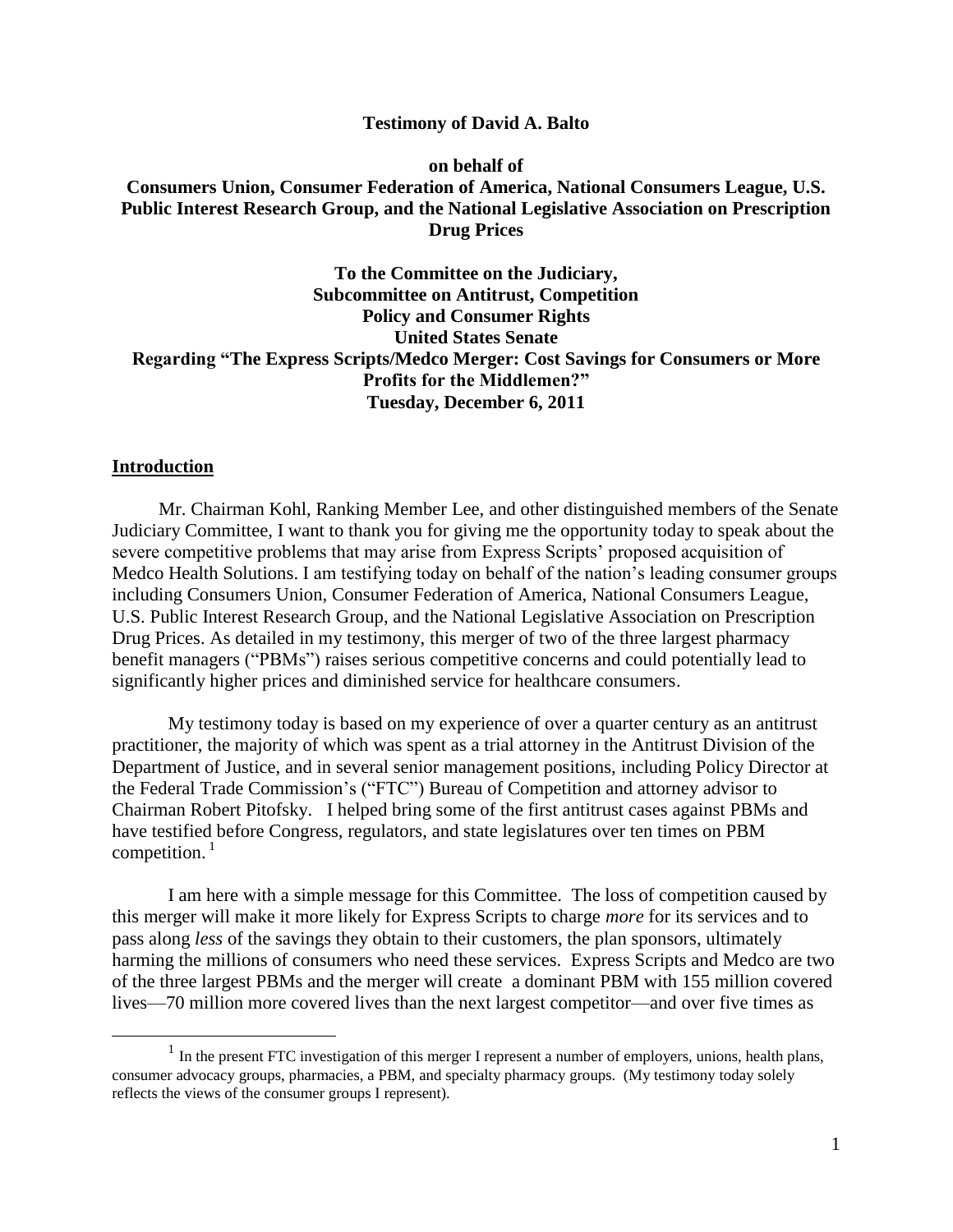**Testimony of David A. Balto**

**on behalf of**
**Consumers Union, Consumer Federation of America, National Consumers League, U.S. Public Interest Research Group, and the National Legislative Association on Prescription Drug Prices**

**To the Committee on the Judiciary,**
**Subcommittee on Antitrust, Competition Policy and Consumer Rights**
**United States Senate**
**Regarding "The Express Scripts/Medco Merger: Cost Savings for Consumers or More Profits for the Middlemen?"**
**Tuesday, December 6, 2011**

## Introduction

Mr. Chairman Kohl, Ranking Member Lee, and other distinguished members of the Senate Judiciary Committee, I want to thank you for giving me the opportunity today to speak about the severe competitive problems that may arise from Express Scripts' proposed acquisition of Medco Health Solutions. I am testifying today on behalf of the nation's leading consumer groups including Consumers Union, Consumer Federation of America, National Consumers League, U.S. Public Interest Research Group, and the National Legislative Association on Prescription Drug Prices. As detailed in my testimony, this merger of two of the three largest pharmacy benefit managers ("PBMs") raises serious competitive concerns and could potentially lead to significantly higher prices and diminished service for healthcare consumers.

My testimony today is based on my experience of over a quarter century as an antitrust practitioner, the majority of which was spent as a trial attorney in the Antitrust Division of the Department of Justice, and in several senior management positions, including Policy Director at the Federal Trade Commission's ("FTC") Bureau of Competition and attorney advisor to Chairman Robert Pitofsky. I helped bring some of the first antitrust cases against PBMs and have testified before Congress, regulators, and state legislatures over ten times on PBM competition. [1]

I am here with a simple message for this Committee. The loss of competition caused by this merger will make it more likely for Express Scripts to charge *more* for its services and to pass along *less* of the savings they obtain to their customers, the plan sponsors, ultimately harming the millions of consumers who need these services. Express Scripts and Medco are two of the three largest PBMs and the merger will create a dominant PBM with 155 million covered lives—70 million more covered lives than the next largest competitor—and over five times as

---

[1] In the present FTC investigation of this merger I represent a number of employers, unions, health plans, consumer advocacy groups, pharmacies, a PBM, and specialty pharmacy groups. (My testimony today solely reflects the views of the consumer groups I represent).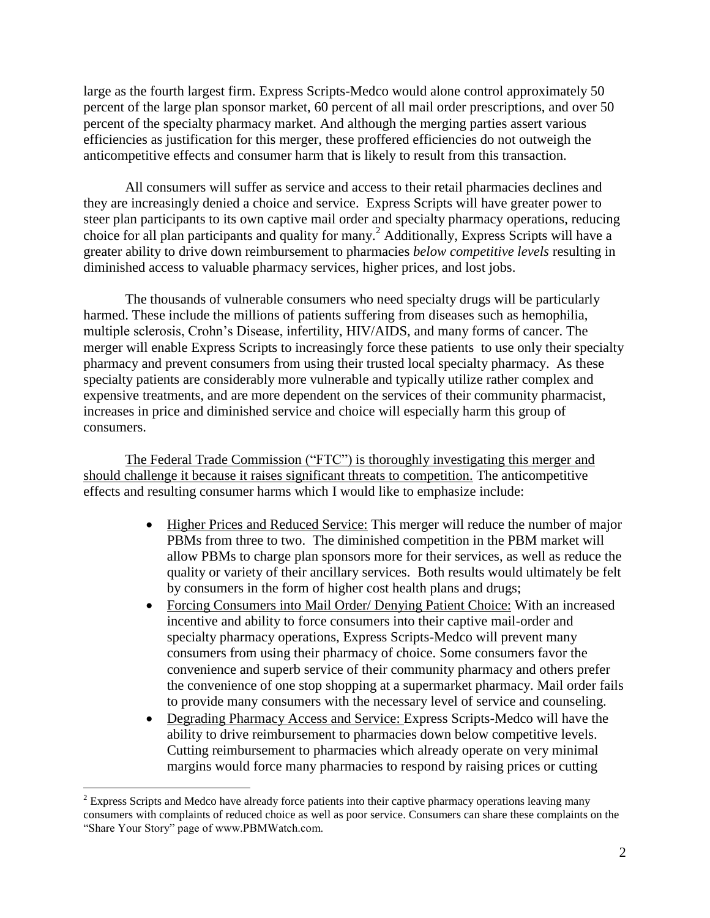large as the fourth largest firm. Express Scripts-Medco would alone control approximately 50 percent of the large plan sponsor market, 60 percent of all mail order prescriptions, and over 50 percent of the specialty pharmacy market. And although the merging parties assert various efficiencies as justification for this merger, these proffered efficiencies do not outweigh the anticompetitive effects and consumer harm that is likely to result from this transaction.

All consumers will suffer as service and access to their retail pharmacies declines and they are increasingly denied a choice and service. Express Scripts will have greater power to steer plan participants to its own captive mail order and specialty pharmacy operations, reducing choice for all plan participants and quality for many.[2] Additionally, Express Scripts will have a greater ability to drive down reimbursement to pharmacies *below competitive levels* resulting in diminished access to valuable pharmacy services, higher prices, and lost jobs.

The thousands of vulnerable consumers who need specialty drugs will be particularly harmed. These include the millions of patients suffering from diseases such as hemophilia, multiple sclerosis, Crohn's Disease, infertility, HIV/AIDS, and many forms of cancer. The merger will enable Express Scripts to increasingly force these patients to use only their specialty pharmacy and prevent consumers from using their trusted local specialty pharmacy. As these specialty patients are considerably more vulnerable and typically utilize rather complex and expensive treatments, and are more dependent on the services of their community pharmacist, increases in price and diminished service and choice will especially harm this group of consumers.

<u>The Federal Trade Commission ("FTC") is thoroughly investigating this merger and should challenge it because it raises significant threats to competition.</u> The anticompetitive effects and resulting consumer harms which I would like to emphasize include:

- <u>Higher Prices and Reduced Service:</u> This merger will reduce the number of major PBMs from three to two. The diminished competition in the PBM market will allow PBMs to charge plan sponsors more for their services, as well as reduce the quality or variety of their ancillary services. Both results would ultimately be felt by consumers in the form of higher cost health plans and drugs;
- <u>Forcing Consumers into Mail Order/ Denying Patient Choice:</u> With an increased incentive and ability to force consumers into their captive mail-order and specialty pharmacy operations, Express Scripts-Medco will prevent many consumers from using their pharmacy of choice. Some consumers favor the convenience and superb service of their community pharmacy and others prefer the convenience of one stop shopping at a supermarket pharmacy. Mail order fails to provide many consumers with the necessary level of service and counseling.
- <u>Degrading Pharmacy Access and Service:</u> Express Scripts-Medco will have the ability to drive reimbursement to pharmacies down below competitive levels. Cutting reimbursement to pharmacies which already operate on very minimal margins would force many pharmacies to respond by raising prices or cutting

---

[2] Express Scripts and Medco have already force patients into their captive pharmacy operations leaving many consumers with complaints of reduced choice as well as poor service. Consumers can share these complaints on the "Share Your Story" page of www.PBMWatch.com.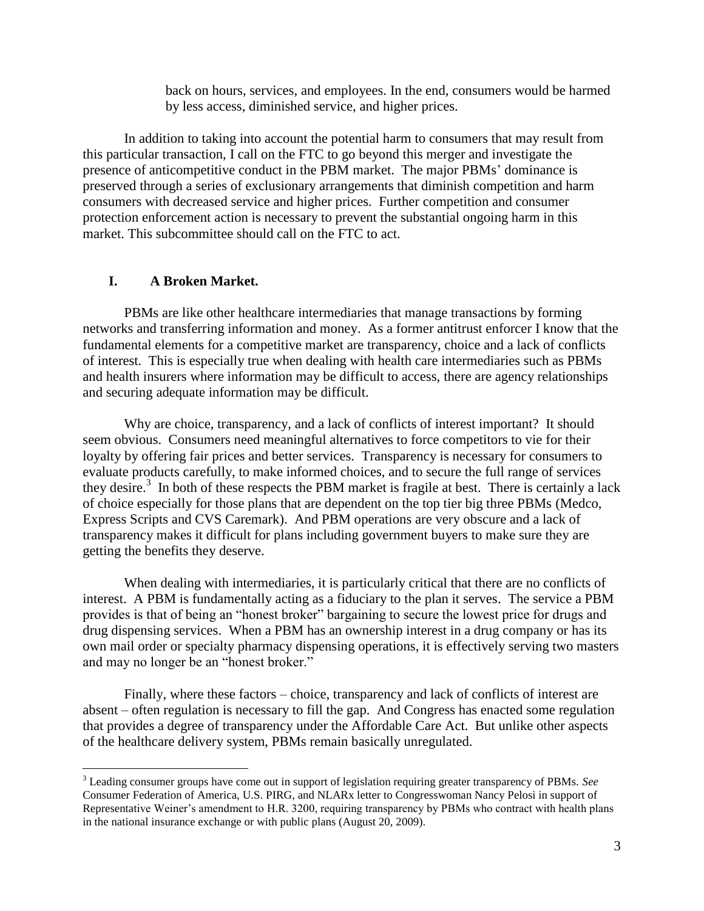back on hours, services, and employees. In the end, consumers would be harmed by less access, diminished service, and higher prices.

In addition to taking into account the potential harm to consumers that may result from this particular transaction, I call on the FTC to go beyond this merger and investigate the presence of anticompetitive conduct in the PBM market. The major PBMs' dominance is preserved through a series of exclusionary arrangements that diminish competition and harm consumers with decreased service and higher prices. Further competition and consumer protection enforcement action is necessary to prevent the substantial ongoing harm in this market. This subcommittee should call on the FTC to act.

## I. A Broken Market.

PBMs are like other healthcare intermediaries that manage transactions by forming networks and transferring information and money. As a former antitrust enforcer I know that the fundamental elements for a competitive market are transparency, choice and a lack of conflicts of interest. This is especially true when dealing with health care intermediaries such as PBMs and health insurers where information may be difficult to access, there are agency relationships and securing adequate information may be difficult.

Why are choice, transparency, and a lack of conflicts of interest important? It should seem obvious. Consumers need meaningful alternatives to force competitors to vie for their loyalty by offering fair prices and better services. Transparency is necessary for consumers to evaluate products carefully, to make informed choices, and to secure the full range of services they desire.[3] In both of these respects the PBM market is fragile at best. There is certainly a lack of choice especially for those plans that are dependent on the top tier big three PBMs (Medco, Express Scripts and CVS Caremark). And PBM operations are very obscure and a lack of transparency makes it difficult for plans including government buyers to make sure they are getting the benefits they deserve.

When dealing with intermediaries, it is particularly critical that there are no conflicts of interest. A PBM is fundamentally acting as a fiduciary to the plan it serves. The service a PBM provides is that of being an "honest broker" bargaining to secure the lowest price for drugs and drug dispensing services. When a PBM has an ownership interest in a drug company or has its own mail order or specialty pharmacy dispensing operations, it is effectively serving two masters and may no longer be an "honest broker."

Finally, where these factors – choice, transparency and lack of conflicts of interest are absent – often regulation is necessary to fill the gap. And Congress has enacted some regulation that provides a degree of transparency under the Affordable Care Act. But unlike other aspects of the healthcare delivery system, PBMs remain basically unregulated.

---

[3] Leading consumer groups have come out in support of legislation requiring greater transparency of PBMs. *See* Consumer Federation of America, U.S. PIRG, and NLARx letter to Congresswoman Nancy Pelosi in support of Representative Weiner's amendment to H.R. 3200, requiring transparency by PBMs who contract with health plans in the national insurance exchange or with public plans (August 20, 2009).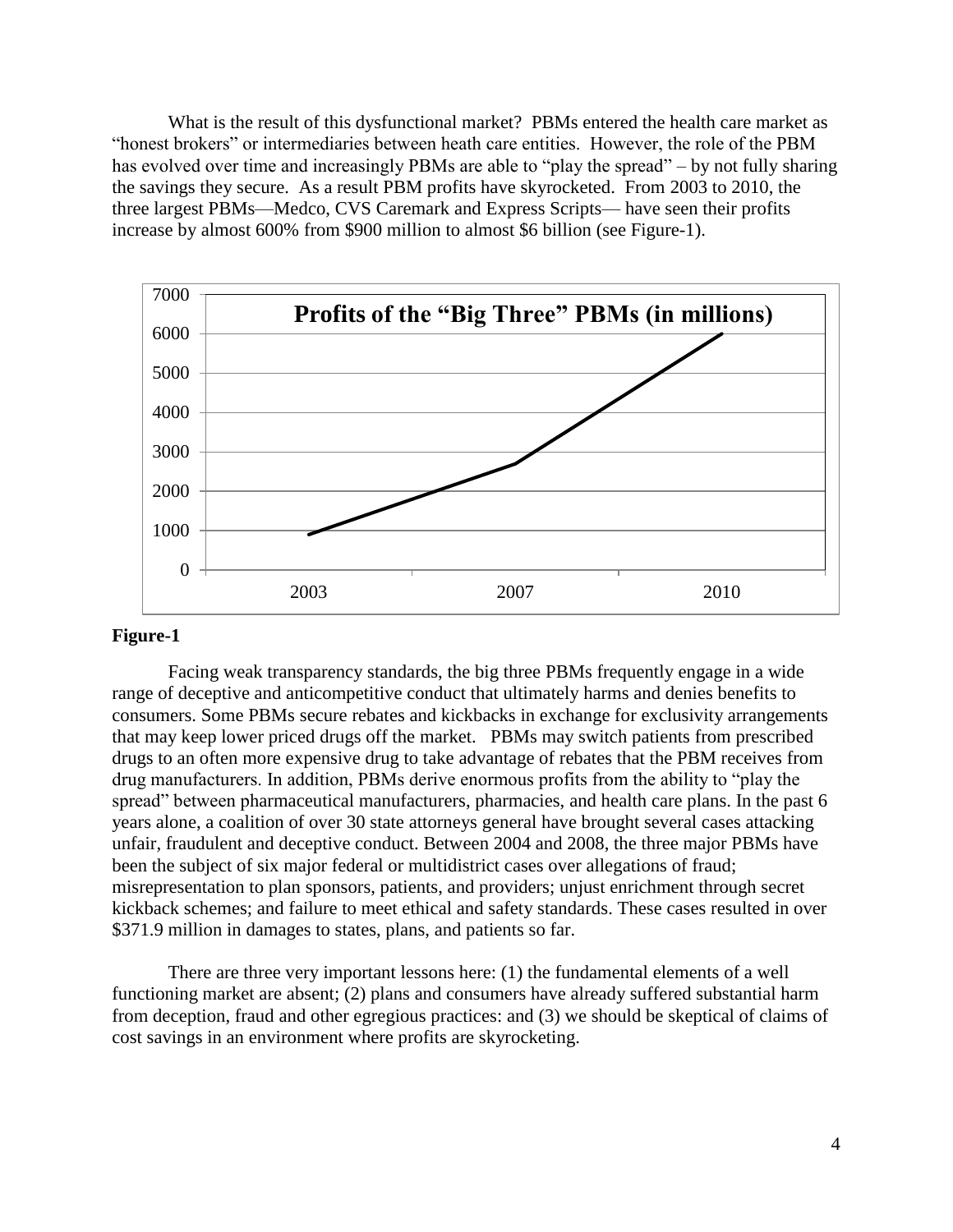What is the result of this dysfunctional market? PBMs entered the health care market as "honest brokers" or intermediaries between heath care entities. However, the role of the PBM has evolved over time and increasingly PBMs are able to "play the spread" – by not fully sharing the savings they secure. As a result PBM profits have skyrocketed. From 2003 to 2010, the three largest PBMs—Medco, CVS Caremark and Express Scripts— have seen their profits increase by almost 600% from $900 million to almost $6 billion (see Figure-1).

**Profits of the "Big Three" PBMs (in millions)**

**Figure-1**

Facing weak transparency standards, the big three PBMs frequently engage in a wide range of deceptive and anticompetitive conduct that ultimately harms and denies benefits to consumers. Some PBMs secure rebates and kickbacks in exchange for exclusivity arrangements that may keep lower priced drugs off the market. PBMs may switch patients from prescribed drugs to an often more expensive drug to take advantage of rebates that the PBM receives from drug manufacturers. In addition, PBMs derive enormous profits from the ability to "play the spread" between pharmaceutical manufacturers, pharmacies, and health care plans. In the past 6 years alone, a coalition of over 30 state attorneys general have brought several cases attacking unfair, fraudulent and deceptive conduct. Between 2004 and 2008, the three major PBMs have been the subject of six major federal or multidistrict cases over allegations of fraud; misrepresentation to plan sponsors, patients, and providers; unjust enrichment through secret kickback schemes; and failure to meet ethical and safety standards. These cases resulted in over $371.9 million in damages to states, plans, and patients so far.

There are three very important lessons here: (1) the fundamental elements of a well functioning market are absent; (2) plans and consumers have already suffered substantial harm from deception, fraud and other egregious practices: and (3) we should be skeptical of claims of cost savings in an environment where profits are skyrocketing.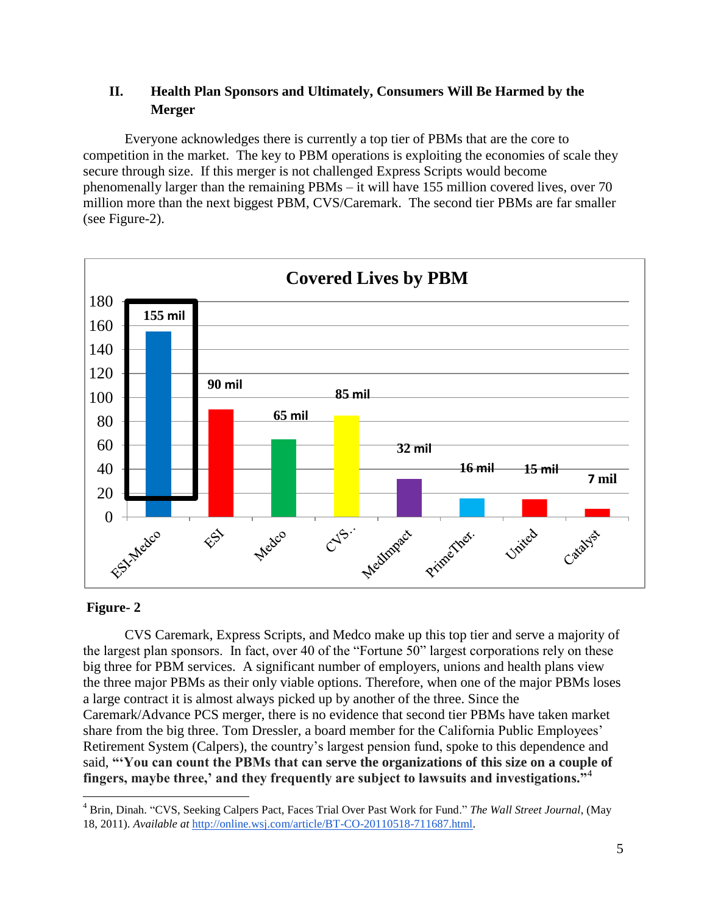## II. Health Plan Sponsors and Ultimately, Consumers Will Be Harmed by the Merger

Everyone acknowledges there is currently a top tier of PBMs that are the core to competition in the market. The key to PBM operations is exploiting the economies of scale they secure through size. If this merger is not challenged Express Scripts would become phenomenally larger than the remaining PBMs – it will have 155 million covered lives, over 70 million more than the next biggest PBM, CVS/Caremark. The second tier PBMs are far smaller (see Figure-2).

**Covered Lives by PBM**

| PBM | Covered Lives |
|---|---|
| ESI-Medco | 155 mil |
| ESI | 90 mil |
| Medco | 65 mil |
| CVS… | 85 mil |
| MedImpact | 32 mil |
| PrimeTher. | 16 mil |
| United | 15 mil |
| Catalyst | 7 mil |

**Figure- 2**

CVS Caremark, Express Scripts, and Medco make up this top tier and serve a majority of the largest plan sponsors. In fact, over 40 of the "Fortune 50" largest corporations rely on these big three for PBM services. A significant number of employers, unions and health plans view the three major PBMs as their only viable options. Therefore, when one of the major PBMs loses a large contract it is almost always picked up by another of the three. Since the Caremark/Advance PCS merger, there is no evidence that second tier PBMs have taken market share from the big three. Tom Dressler, a board member for the California Public Employees' Retirement System (Calpers), the country's largest pension fund, spoke to this dependence and said, **"'You can count the PBMs that can serve the organizations of this size on a couple of fingers, maybe three,' and they frequently are subject to lawsuits and investigations."**[4]

---

[4] Brin, Dinah. "CVS, Seeking Calpers Pact, Faces Trial Over Past Work for Fund." *The Wall Street Journal*, (May 18, 2011). *Available at* http://online.wsj.com/article/BT-CO-20110518-711687.html.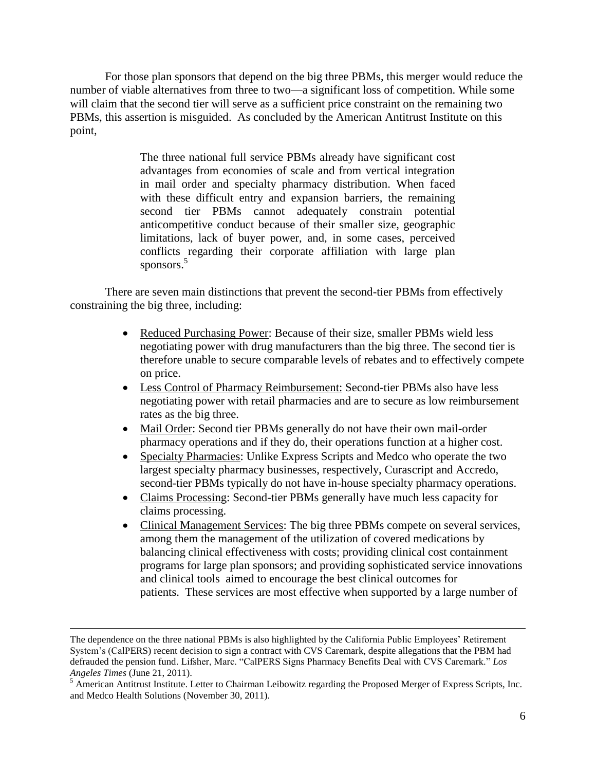For those plan sponsors that depend on the big three PBMs, this merger would reduce the number of viable alternatives from three to two—a significant loss of competition. While some will claim that the second tier will serve as a sufficient price constraint on the remaining two PBMs, this assertion is misguided. As concluded by the American Antitrust Institute on this point,

> The three national full service PBMs already have significant cost advantages from economies of scale and from vertical integration in mail order and specialty pharmacy distribution. When faced with these difficult entry and expansion barriers, the remaining second tier PBMs cannot adequately constrain potential anticompetitive conduct because of their smaller size, geographic limitations, lack of buyer power, and, in some cases, perceived conflicts regarding their corporate affiliation with large plan sponsors.[5]

There are seven main distinctions that prevent the second-tier PBMs from effectively constraining the big three, including:

- <u>Reduced Purchasing Power</u>: Because of their size, smaller PBMs wield less negotiating power with drug manufacturers than the big three. The second tier is therefore unable to secure comparable levels of rebates and to effectively compete on price.
- <u>Less Control of Pharmacy Reimbursement:</u> Second-tier PBMs also have less negotiating power with retail pharmacies and are to secure as low reimbursement rates as the big three.
- <u>Mail Order</u>: Second tier PBMs generally do not have their own mail-order pharmacy operations and if they do, their operations function at a higher cost.
- <u>Specialty Pharmacies</u>: Unlike Express Scripts and Medco who operate the two largest specialty pharmacy businesses, respectively, Curascript and Accredo, second-tier PBMs typically do not have in-house specialty pharmacy operations.
- <u>Claims Processing</u>: Second-tier PBMs generally have much less capacity for claims processing.
- <u>Clinical Management Services</u>: The big three PBMs compete on several services, among them the management of the utilization of covered medications by balancing clinical effectiveness with costs; providing clinical cost containment programs for large plan sponsors; and providing sophisticated service innovations and clinical tools aimed to encourage the best clinical outcomes for patients. These services are most effective when supported by a large number of

---

The dependence on the three national PBMs is also highlighted by the California Public Employees' Retirement System's (CalPERS) recent decision to sign a contract with CVS Caremark, despite allegations that the PBM had defrauded the pension fund. Lifsher, Marc. "CalPERS Signs Pharmacy Benefits Deal with CVS Caremark." *Los Angeles Times* (June 21, 2011).

[5] American Antitrust Institute. Letter to Chairman Leibowitz regarding the Proposed Merger of Express Scripts, Inc. and Medco Health Solutions (November 30, 2011).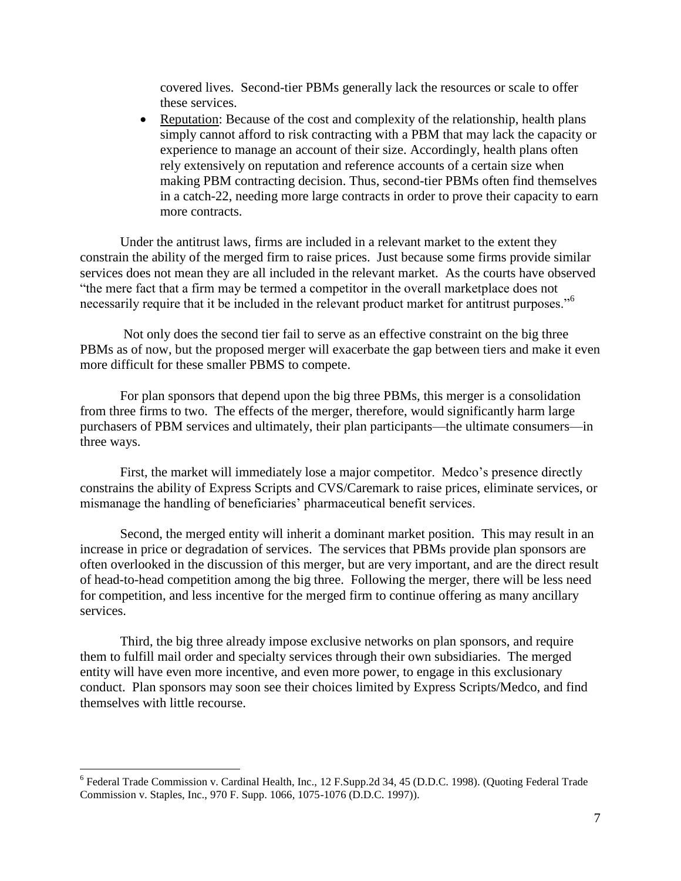covered lives. Second-tier PBMs generally lack the resources or scale to offer these services.

- Reputation: Because of the cost and complexity of the relationship, health plans simply cannot afford to risk contracting with a PBM that may lack the capacity or experience to manage an account of their size. Accordingly, health plans often rely extensively on reputation and reference accounts of a certain size when making PBM contracting decision. Thus, second-tier PBMs often find themselves in a catch-22, needing more large contracts in order to prove their capacity to earn more contracts.

Under the antitrust laws, firms are included in a relevant market to the extent they constrain the ability of the merged firm to raise prices. Just because some firms provide similar services does not mean they are all included in the relevant market. As the courts have observed "the mere fact that a firm may be termed a competitor in the overall marketplace does not necessarily require that it be included in the relevant product market for antitrust purposes."[6]

Not only does the second tier fail to serve as an effective constraint on the big three PBMs as of now, but the proposed merger will exacerbate the gap between tiers and make it even more difficult for these smaller PBMS to compete.

For plan sponsors that depend upon the big three PBMs, this merger is a consolidation from three firms to two. The effects of the merger, therefore, would significantly harm large purchasers of PBM services and ultimately, their plan participants—the ultimate consumers—in three ways.

First, the market will immediately lose a major competitor. Medco's presence directly constrains the ability of Express Scripts and CVS/Caremark to raise prices, eliminate services, or mismanage the handling of beneficiaries' pharmaceutical benefit services.

Second, the merged entity will inherit a dominant market position. This may result in an increase in price or degradation of services. The services that PBMs provide plan sponsors are often overlooked in the discussion of this merger, but are very important, and are the direct result of head-to-head competition among the big three. Following the merger, there will be less need for competition, and less incentive for the merged firm to continue offering as many ancillary services.

Third, the big three already impose exclusive networks on plan sponsors, and require them to fulfill mail order and specialty services through their own subsidiaries. The merged entity will have even more incentive, and even more power, to engage in this exclusionary conduct. Plan sponsors may soon see their choices limited by Express Scripts/Medco, and find themselves with little recourse.

---

[6] Federal Trade Commission v. Cardinal Health, Inc., 12 F.Supp.2d 34, 45 (D.D.C. 1998). (Quoting Federal Trade Commission v. Staples, Inc., 970 F. Supp. 1066, 1075-1076 (D.D.C. 1997)).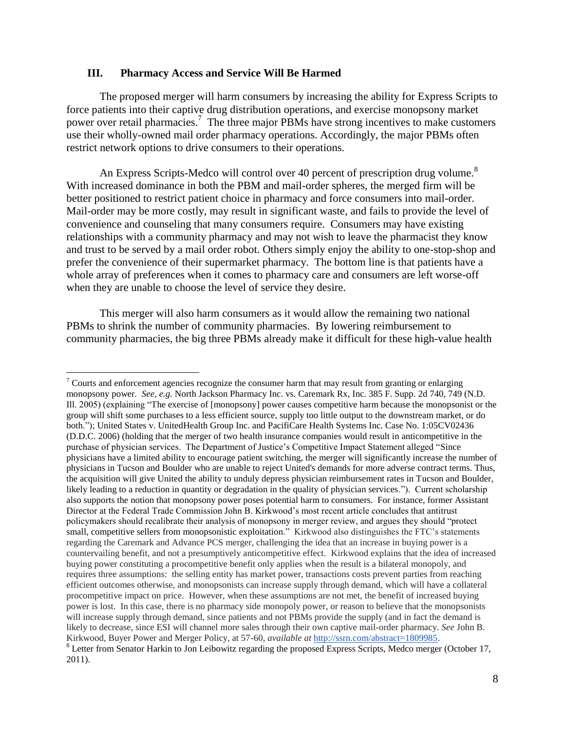## III. Pharmacy Access and Service Will Be Harmed

The proposed merger will harm consumers by increasing the ability for Express Scripts to force patients into their captive drug distribution operations, and exercise monopsony market power over retail pharmacies.[7] The three major PBMs have strong incentives to make customers use their wholly-owned mail order pharmacy operations. Accordingly, the major PBMs often restrict network options to drive consumers to their operations.

An Express Scripts-Medco will control over 40 percent of prescription drug volume.[8] With increased dominance in both the PBM and mail-order spheres, the merged firm will be better positioned to restrict patient choice in pharmacy and force consumers into mail-order. Mail-order may be more costly, may result in significant waste, and fails to provide the level of convenience and counseling that many consumers require. Consumers may have existing relationships with a community pharmacy and may not wish to leave the pharmacist they know and trust to be served by a mail order robot. Others simply enjoy the ability to one-stop-shop and prefer the convenience of their supermarket pharmacy. The bottom line is that patients have a whole array of preferences when it comes to pharmacy care and consumers are left worse-off when they are unable to choose the level of service they desire.

This merger will also harm consumers as it would allow the remaining two national PBMs to shrink the number of community pharmacies. By lowering reimbursement to community pharmacies, the big three PBMs already make it difficult for these high-value health

---

[7] Courts and enforcement agencies recognize the consumer harm that may result from granting or enlarging monopsony power. *See, e.g.* North Jackson Pharmacy Inc. vs. Caremark Rx, Inc. 385 F. Supp. 2d 740, 749 (N.D. Ill. 2005) (explaining "The exercise of [monopsony] power causes competitive harm because the monopsonist or the group will shift some purchases to a less efficient source, supply too little output to the downstream market, or do both."); United States v. UnitedHealth Group Inc. and PacifiCare Health Systems Inc. Case No. 1:05CV02436 (D.D.C. 2006) (holding that the merger of two health insurance companies would result in anticompetitive in the purchase of physician services. The Department of Justice's Competitive Impact Statement alleged "Since physicians have a limited ability to encourage patient switching, the merger will significantly increase the number of physicians in Tucson and Boulder who are unable to reject United's demands for more adverse contract terms. Thus, the acquisition will give United the ability to unduly depress physician reimbursement rates in Tucson and Boulder, likely leading to a reduction in quantity or degradation in the quality of physician services."). Current scholarship also supports the notion that monopsony power poses potential harm to consumers. For instance, former Assistant Director at the Federal Trade Commission John B. Kirkwood's most recent article concludes that antitrust policymakers should recalibrate their analysis of monopsony in merger review, and argues they should "protect small, competitive sellers from monopsonistic exploitation." Kirkwood also distinguishes the FTC's statements regarding the Caremark and Advance PCS merger, challenging the idea that an increase in buying power is a countervailing benefit, and not a presumptively anticompetitive effect. Kirkwood explains that the idea of increased buying power constituting a procompetitive benefit only applies when the result is a bilateral monopoly, and requires three assumptions: the selling entity has market power, transactions costs prevent parties from reaching efficient outcomes otherwise, and monopsonists can increase supply through demand, which will have a collateral procompetitive impact on price. However, when these assumptions are not met, the benefit of increased buying power is lost. In this case, there is no pharmacy side monopoly power, or reason to believe that the monopsonists will increase supply through demand, since patients and not PBMs provide the supply (and in fact the demand is likely to decrease, since ESI will channel more sales through their own captive mail-order pharmacy. *See* John B. Kirkwood, Buyer Power and Merger Policy, at 57-60, *available at* http://ssrn.com/abstract=1809985.

[8] Letter from Senator Harkin to Jon Leibowitz regarding the proposed Express Scripts, Medco merger (October 17, 2011).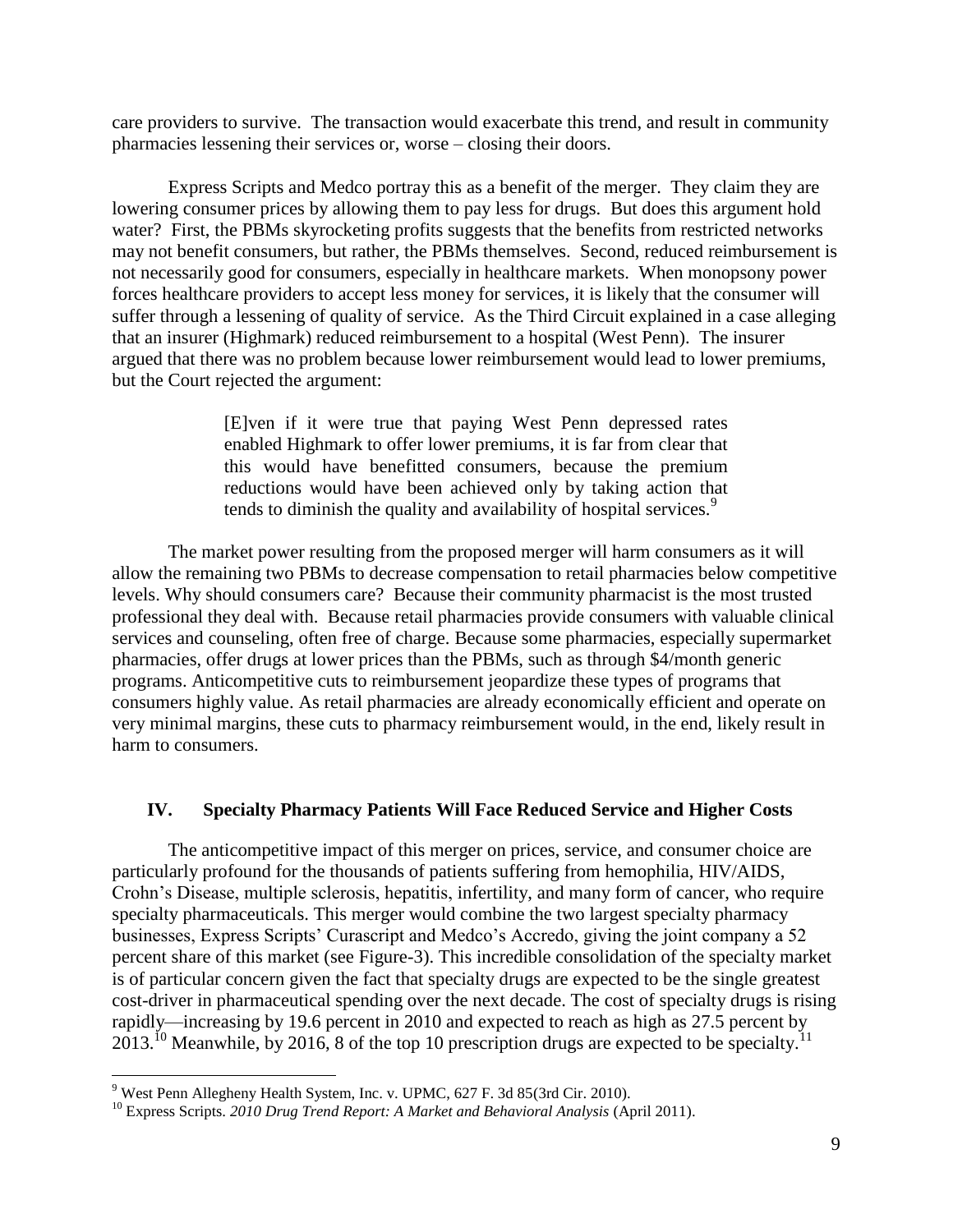care providers to survive. The transaction would exacerbate this trend, and result in community pharmacies lessening their services or, worse – closing their doors.

Express Scripts and Medco portray this as a benefit of the merger. They claim they are lowering consumer prices by allowing them to pay less for drugs. But does this argument hold water? First, the PBMs skyrocketing profits suggests that the benefits from restricted networks may not benefit consumers, but rather, the PBMs themselves. Second, reduced reimbursement is not necessarily good for consumers, especially in healthcare markets. When monopsony power forces healthcare providers to accept less money for services, it is likely that the consumer will suffer through a lessening of quality of service. As the Third Circuit explained in a case alleging that an insurer (Highmark) reduced reimbursement to a hospital (West Penn). The insurer argued that there was no problem because lower reimbursement would lead to lower premiums, but the Court rejected the argument:

> [E]ven if it were true that paying West Penn depressed rates enabled Highmark to offer lower premiums, it is far from clear that this would have benefitted consumers, because the premium reductions would have been achieved only by taking action that tends to diminish the quality and availability of hospital services.[9]

The market power resulting from the proposed merger will harm consumers as it will allow the remaining two PBMs to decrease compensation to retail pharmacies below competitive levels. Why should consumers care? Because their community pharmacist is the most trusted professional they deal with. Because retail pharmacies provide consumers with valuable clinical services and counseling, often free of charge. Because some pharmacies, especially supermarket pharmacies, offer drugs at lower prices than the PBMs, such as through $4/month generic programs. Anticompetitive cuts to reimbursement jeopardize these types of programs that consumers highly value. As retail pharmacies are already economically efficient and operate on very minimal margins, these cuts to pharmacy reimbursement would, in the end, likely result in harm to consumers.

## IV. Specialty Pharmacy Patients Will Face Reduced Service and Higher Costs

The anticompetitive impact of this merger on prices, service, and consumer choice are particularly profound for the thousands of patients suffering from hemophilia, HIV/AIDS, Crohn's Disease, multiple sclerosis, hepatitis, infertility, and many form of cancer, who require specialty pharmaceuticals. This merger would combine the two largest specialty pharmacy businesses, Express Scripts' Curascript and Medco's Accredo, giving the joint company a 52 percent share of this market (see Figure-3). This incredible consolidation of the specialty market is of particular concern given the fact that specialty drugs are expected to be the single greatest cost-driver in pharmaceutical spending over the next decade. The cost of specialty drugs is rising rapidly—increasing by 19.6 percent in 2010 and expected to reach as high as 27.5 percent by 2013.[10] Meanwhile, by 2016, 8 of the top 10 prescription drugs are expected to be specialty.[11]

---

[9] West Penn Allegheny Health System, Inc. v. UPMC, 627 F. 3d 85(3rd Cir. 2010).

[10] Express Scripts. *2010 Drug Trend Report: A Market and Behavioral Analysis* (April 2011).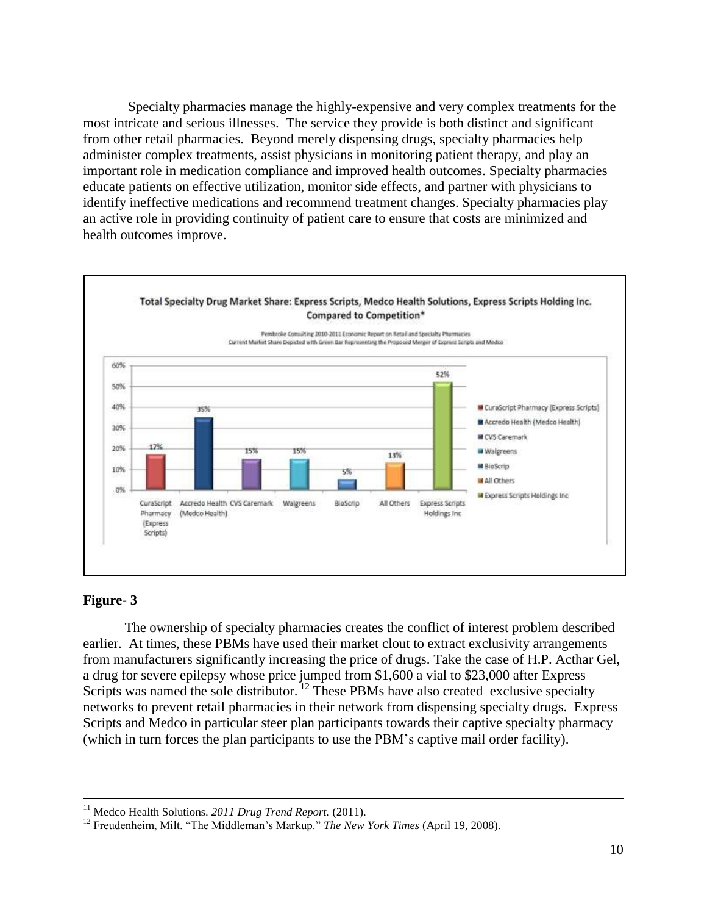Specialty pharmacies manage the highly-expensive and very complex treatments for the most intricate and serious illnesses. The service they provide is both distinct and significant from other retail pharmacies. Beyond merely dispensing drugs, specialty pharmacies help administer complex treatments, assist physicians in monitoring patient therapy, and play an important role in medication compliance and improved health outcomes. Specialty pharmacies educate patients on effective utilization, monitor side effects, and partner with physicians to identify ineffective medications and recommend treatment changes. Specialty pharmacies play an active role in providing continuity of patient care to ensure that costs are minimized and health outcomes improve.

**Total Specialty Drug Market Share: Express Scripts, Medco Health Solutions, Express Scripts Holding Inc. Compared to Competition***

Pembroke Consulting 2010-2011 Economic Report on Retail and Specialty Pharmacies
Current Market Share Depicted with Green Bar Representing the Proposed Merger of Express Scripts and Medco

| Company | Market Share |
| --- | --- |
| CuraScript Pharmacy (Express Scripts) | 17% |
| Accredo Health (Medco Health) | 35% |
| CVS Caremark | 15% |
| Walgreens | 15% |
| BioScrip | 5% |
| All Others | 13% |
| Express Scripts Holdings Inc | 52% |

**Figure- 3**

The ownership of specialty pharmacies creates the conflict of interest problem described earlier. At times, these PBMs have used their market clout to extract exclusivity arrangements from manufacturers significantly increasing the price of drugs. Take the case of H.P. Acthar Gel, a drug for severe epilepsy whose price jumped from $1,600 a vial to $23,000 after Express Scripts was named the sole distributor.[12] These PBMs have also created exclusive specialty networks to prevent retail pharmacies in their network from dispensing specialty drugs. Express Scripts and Medco in particular steer plan participants towards their captive specialty pharmacy (which in turn forces the plan participants to use the PBM's captive mail order facility).

---

[11] Medco Health Solutions. *2011 Drug Trend Report.* (2011).

[12] Freudenheim, Milt. "The Middleman's Markup." *The New York Times* (April 19, 2008).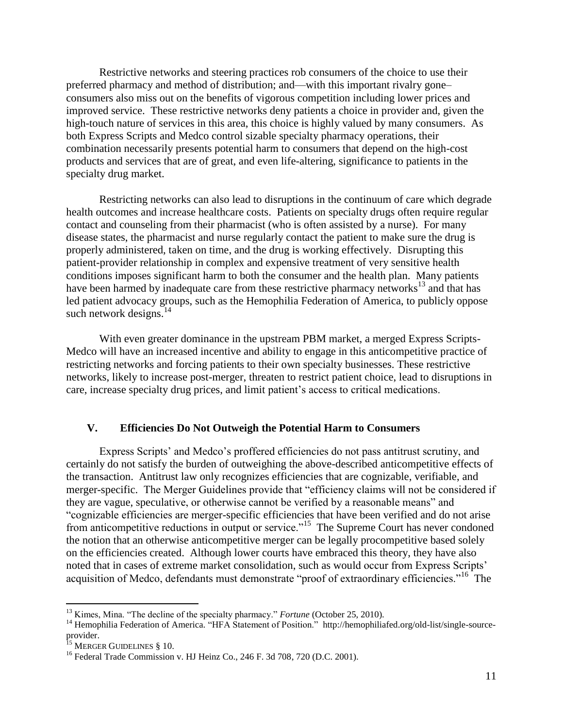Restrictive networks and steering practices rob consumers of the choice to use their preferred pharmacy and method of distribution; and—with this important rivalry gone– consumers also miss out on the benefits of vigorous competition including lower prices and improved service. These restrictive networks deny patients a choice in provider and, given the high-touch nature of services in this area, this choice is highly valued by many consumers. As both Express Scripts and Medco control sizable specialty pharmacy operations, their combination necessarily presents potential harm to consumers that depend on the high-cost products and services that are of great, and even life-altering, significance to patients in the specialty drug market.

Restricting networks can also lead to disruptions in the continuum of care which degrade health outcomes and increase healthcare costs. Patients on specialty drugs often require regular contact and counseling from their pharmacist (who is often assisted by a nurse). For many disease states, the pharmacist and nurse regularly contact the patient to make sure the drug is properly administered, taken on time, and the drug is working effectively. Disrupting this patient-provider relationship in complex and expensive treatment of very sensitive health conditions imposes significant harm to both the consumer and the health plan. Many patients have been harmed by inadequate care from these restrictive pharmacy networks[13] and that has led patient advocacy groups, such as the Hemophilia Federation of America, to publicly oppose such network designs.[14]

With even greater dominance in the upstream PBM market, a merged Express Scripts-Medco will have an increased incentive and ability to engage in this anticompetitive practice of restricting networks and forcing patients to their own specialty businesses. These restrictive networks, likely to increase post-merger, threaten to restrict patient choice, lead to disruptions in care, increase specialty drug prices, and limit patient's access to critical medications.

## V. Efficiencies Do Not Outweigh the Potential Harm to Consumers

Express Scripts' and Medco's proffered efficiencies do not pass antitrust scrutiny, and certainly do not satisfy the burden of outweighing the above-described anticompetitive effects of the transaction. Antitrust law only recognizes efficiencies that are cognizable, verifiable, and merger-specific. The Merger Guidelines provide that "efficiency claims will not be considered if they are vague, speculative, or otherwise cannot be verified by a reasonable means" and "cognizable efficiencies are merger-specific efficiencies that have been verified and do not arise from anticompetitive reductions in output or service."[15] The Supreme Court has never condoned the notion that an otherwise anticompetitive merger can be legally procompetitive based solely on the efficiencies created. Although lower courts have embraced this theory, they have also noted that in cases of extreme market consolidation, such as would occur from Express Scripts' acquisition of Medco, defendants must demonstrate "proof of extraordinary efficiencies."[16] The

---

[13] Kimes, Mina. "The decline of the specialty pharmacy." *Fortune* (October 25, 2010).

[14] Hemophilia Federation of America. "HFA Statement of Position." http://hemophiliafed.org/old-list/single-source-provider.

[15] MERGER GUIDELINES § 10.

[16] Federal Trade Commission v. HJ Heinz Co., 246 F. 3d 708, 720 (D.C. 2001).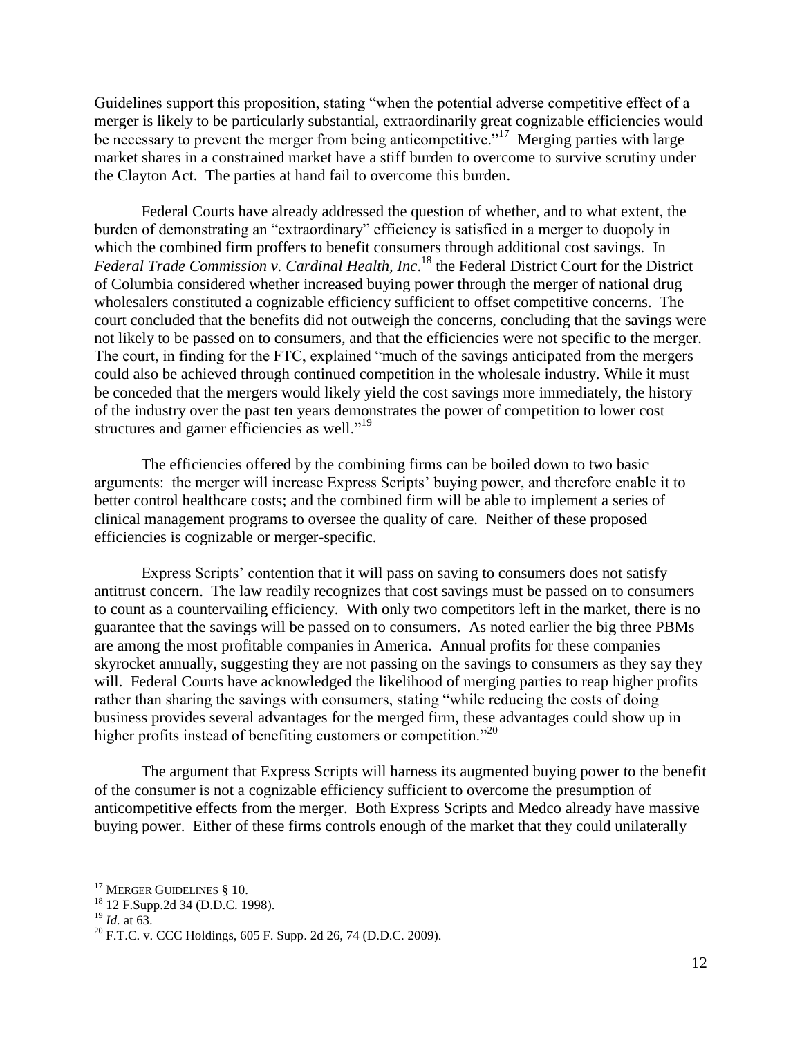Guidelines support this proposition, stating "when the potential adverse competitive effect of a merger is likely to be particularly substantial, extraordinarily great cognizable efficiencies would be necessary to prevent the merger from being anticompetitive."[17] Merging parties with large market shares in a constrained market have a stiff burden to overcome to survive scrutiny under the Clayton Act. The parties at hand fail to overcome this burden.

Federal Courts have already addressed the question of whether, and to what extent, the burden of demonstrating an "extraordinary" efficiency is satisfied in a merger to duopoly in which the combined firm proffers to benefit consumers through additional cost savings. In *Federal Trade Commission v. Cardinal Health, Inc*.[18] the Federal District Court for the District of Columbia considered whether increased buying power through the merger of national drug wholesalers constituted a cognizable efficiency sufficient to offset competitive concerns. The court concluded that the benefits did not outweigh the concerns, concluding that the savings were not likely to be passed on to consumers, and that the efficiencies were not specific to the merger. The court, in finding for the FTC, explained "much of the savings anticipated from the mergers could also be achieved through continued competition in the wholesale industry. While it must be conceded that the mergers would likely yield the cost savings more immediately, the history of the industry over the past ten years demonstrates the power of competition to lower cost structures and garner efficiencies as well."[19]

The efficiencies offered by the combining firms can be boiled down to two basic arguments: the merger will increase Express Scripts' buying power, and therefore enable it to better control healthcare costs; and the combined firm will be able to implement a series of clinical management programs to oversee the quality of care. Neither of these proposed efficiencies is cognizable or merger-specific.

Express Scripts' contention that it will pass on saving to consumers does not satisfy antitrust concern. The law readily recognizes that cost savings must be passed on to consumers to count as a countervailing efficiency. With only two competitors left in the market, there is no guarantee that the savings will be passed on to consumers. As noted earlier the big three PBMs are among the most profitable companies in America. Annual profits for these companies skyrocket annually, suggesting they are not passing on the savings to consumers as they say they will. Federal Courts have acknowledged the likelihood of merging parties to reap higher profits rather than sharing the savings with consumers, stating "while reducing the costs of doing business provides several advantages for the merged firm, these advantages could show up in higher profits instead of benefiting customers or competition."[20]

The argument that Express Scripts will harness its augmented buying power to the benefit of the consumer is not a cognizable efficiency sufficient to overcome the presumption of anticompetitive effects from the merger. Both Express Scripts and Medco already have massive buying power. Either of these firms controls enough of the market that they could unilaterally

---

[17] MERGER GUIDELINES § 10.

[18] 12 F.Supp.2d 34 (D.D.C. 1998).

[19] *Id.* at 63.

[20] F.T.C. v. CCC Holdings, 605 F. Supp. 2d 26, 74 (D.D.C. 2009).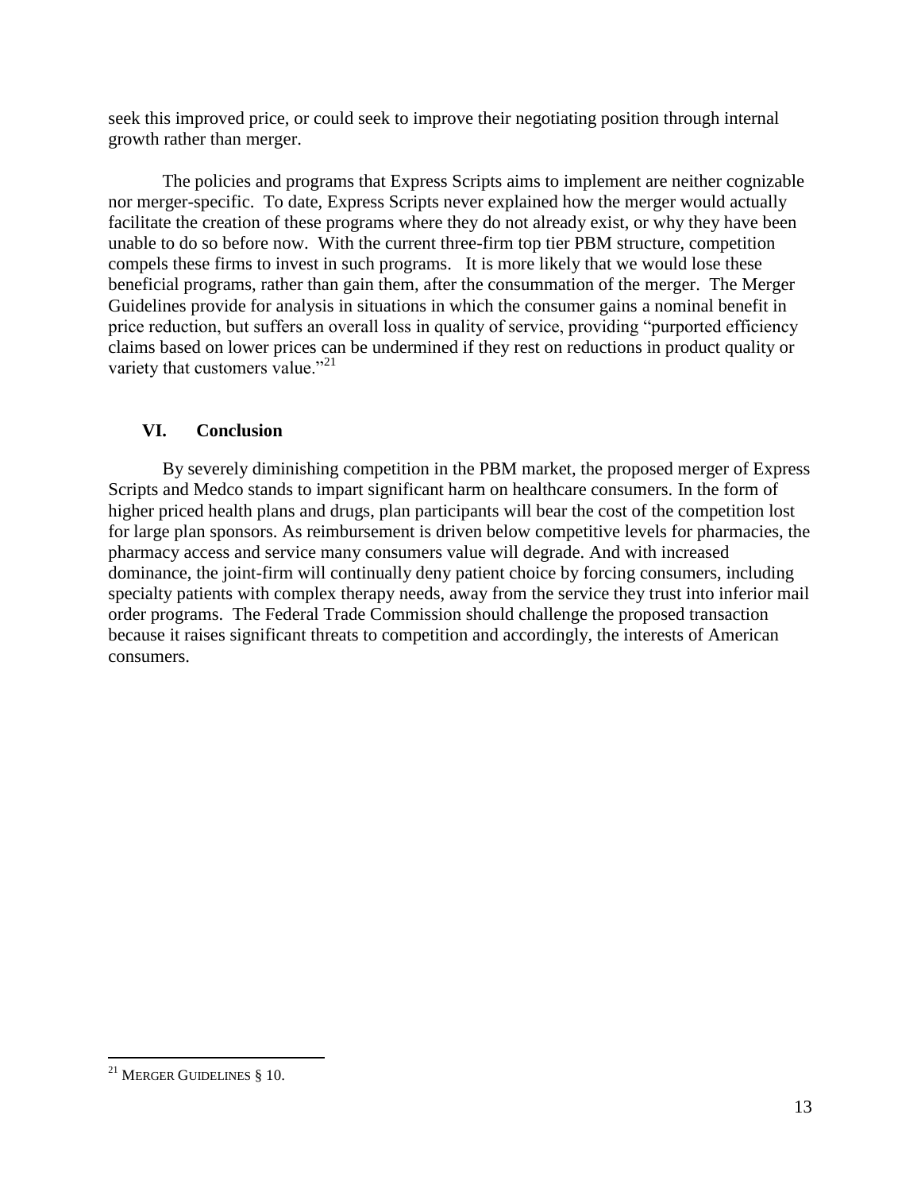seek this improved price, or could seek to improve their negotiating position through internal growth rather than merger.

The policies and programs that Express Scripts aims to implement are neither cognizable nor merger-specific. To date, Express Scripts never explained how the merger would actually facilitate the creation of these programs where they do not already exist, or why they have been unable to do so before now. With the current three-firm top tier PBM structure, competition compels these firms to invest in such programs. It is more likely that we would lose these beneficial programs, rather than gain them, after the consummation of the merger. The Merger Guidelines provide for analysis in situations in which the consumer gains a nominal benefit in price reduction, but suffers an overall loss in quality of service, providing "purported efficiency claims based on lower prices can be undermined if they rest on reductions in product quality or variety that customers value."[21]

## VI. Conclusion

By severely diminishing competition in the PBM market, the proposed merger of Express Scripts and Medco stands to impart significant harm on healthcare consumers. In the form of higher priced health plans and drugs, plan participants will bear the cost of the competition lost for large plan sponsors. As reimbursement is driven below competitive levels for pharmacies, the pharmacy access and service many consumers value will degrade. And with increased dominance, the joint-firm will continually deny patient choice by forcing consumers, including specialty patients with complex therapy needs, away from the service they trust into inferior mail order programs. The Federal Trade Commission should challenge the proposed transaction because it raises significant threats to competition and accordingly, the interests of American consumers.

---

[21] MERGER GUIDELINES § 10.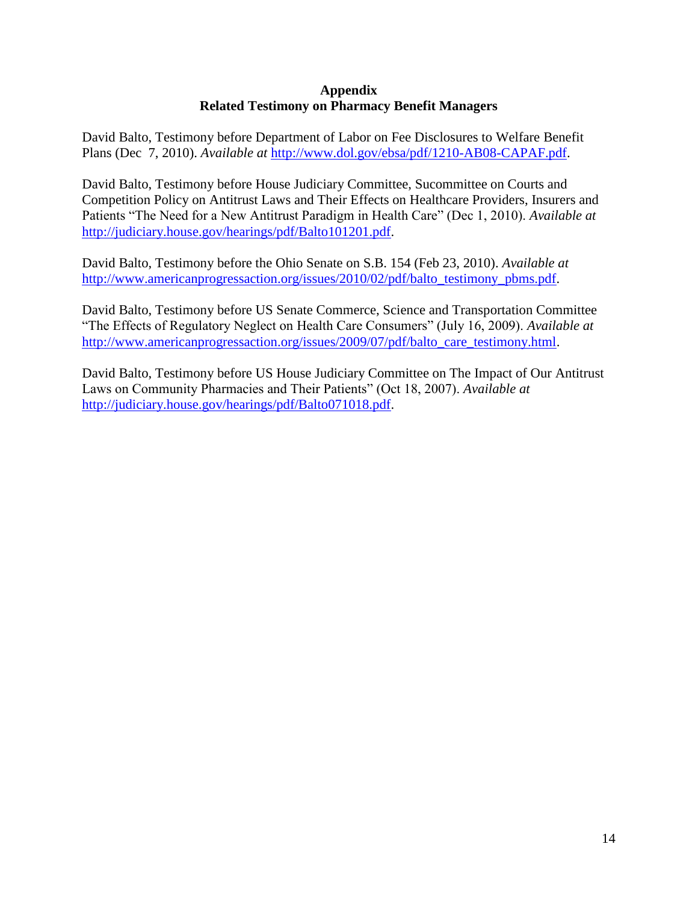## Appendix
## Related Testimony on Pharmacy Benefit Managers

David Balto, Testimony before Department of Labor on Fee Disclosures to Welfare Benefit Plans (Dec 7, 2010). *Available at* http://www.dol.gov/ebsa/pdf/1210-AB08-CAPAF.pdf.

David Balto, Testimony before House Judiciary Committee, Sucommittee on Courts and Competition Policy on Antitrust Laws and Their Effects on Healthcare Providers, Insurers and Patients "The Need for a New Antitrust Paradigm in Health Care" (Dec 1, 2010). *Available at* http://judiciary.house.gov/hearings/pdf/Balto101201.pdf.

David Balto, Testimony before the Ohio Senate on S.B. 154 (Feb 23, 2010). *Available at* http://www.americanprogressaction.org/issues/2010/02/pdf/balto_testimony_pbms.pdf.

David Balto, Testimony before US Senate Commerce, Science and Transportation Committee "The Effects of Regulatory Neglect on Health Care Consumers" (July 16, 2009). *Available at* http://www.americanprogressaction.org/issues/2009/07/pdf/balto_care_testimony.html.

David Balto, Testimony before US House Judiciary Committee on The Impact of Our Antitrust Laws on Community Pharmacies and Their Patients" (Oct 18, 2007). *Available at* http://judiciary.house.gov/hearings/pdf/Balto071018.pdf.